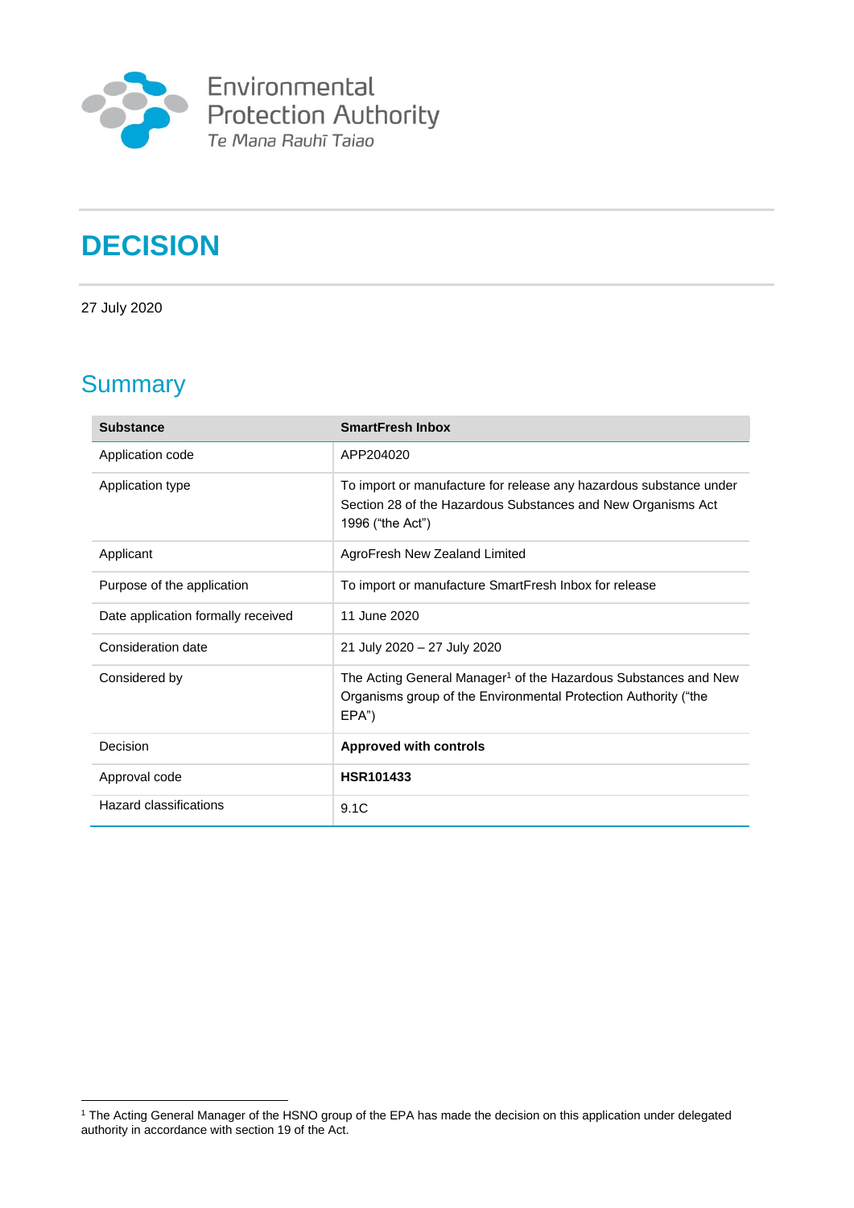Environmental Protection Authority
*Te Mana Rauhī Taiao*

# DECISION

27 July 2020

## Summary

| Substance | SmartFresh Inbox |
| --- | --- |
| Application code | APP204020 |
| Application type | To import or manufacture for release any hazardous substance under Section 28 of the Hazardous Substances and New Organisms Act 1996 ("the Act") |
| Applicant | AgroFresh New Zealand Limited |
| Purpose of the application | To import or manufacture SmartFresh Inbox for release |
| Date application formally received | 11 June 2020 |
| Consideration date | 21 July 2020 – 27 July 2020 |
| Considered by | The Acting General Manager[1] of the Hazardous Substances and New Organisms group of the Environmental Protection Authority ("the EPA") |
| Decision | **Approved with controls** |
| Approval code | **HSR101433** |
| Hazard classifications | 9.1C |

[1] The Acting General Manager of the HSNO group of the EPA has made the decision on this application under delegated authority in accordance with section 19 of the Act.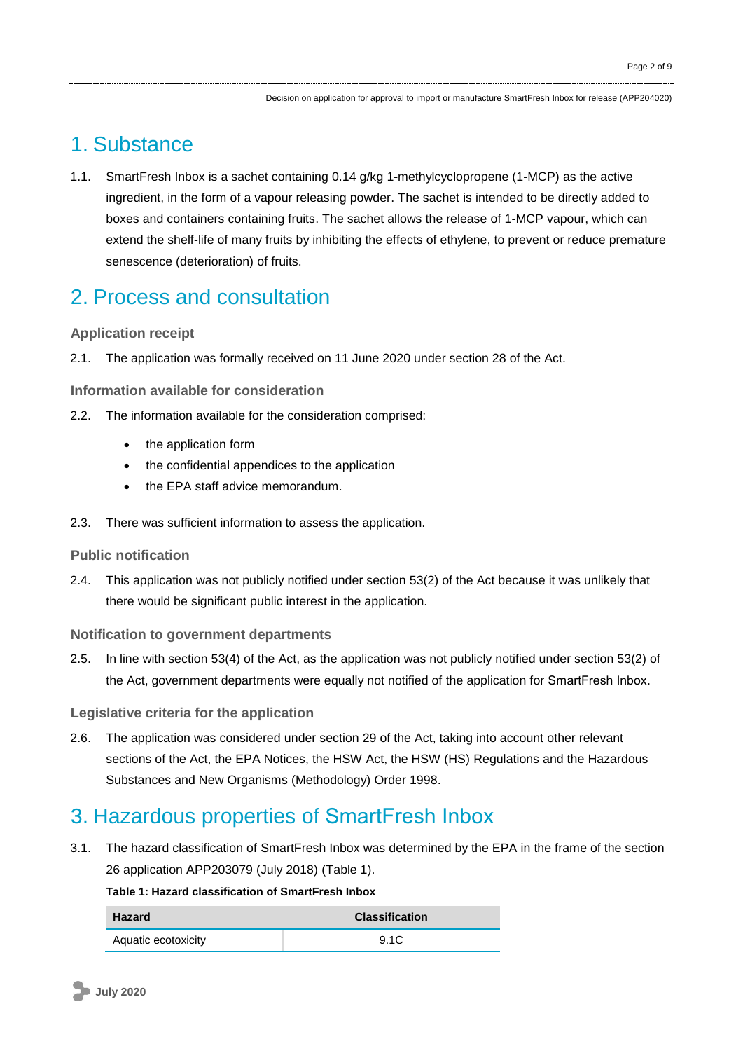# 1. Substance

1.1. SmartFresh Inbox is a sachet containing 0.14 g/kg 1-methylcyclopropene (1-MCP) as the active ingredient, in the form of a vapour releasing powder. The sachet is intended to be directly added to boxes and containers containing fruits. The sachet allows the release of 1-MCP vapour, which can extend the shelf-life of many fruits by inhibiting the effects of ethylene, to prevent or reduce premature senescence (deterioration) of fruits.

# 2. Process and consultation

### Application receipt

2.1. The application was formally received on 11 June 2020 under section 28 of the Act.

### Information available for consideration

2.2. The information available for the consideration comprised:

- the application form
- the confidential appendices to the application
- the EPA staff advice memorandum.

2.3. There was sufficient information to assess the application.

### Public notification

2.4. This application was not publicly notified under section 53(2) of the Act because it was unlikely that there would be significant public interest in the application.

### Notification to government departments

2.5. In line with section 53(4) of the Act, as the application was not publicly notified under section 53(2) of the Act, government departments were equally not notified of the application for SmartFresh Inbox.

### Legislative criteria for the application

2.6. The application was considered under section 29 of the Act, taking into account other relevant sections of the Act, the EPA Notices, the HSW Act, the HSW (HS) Regulations and the Hazardous Substances and New Organisms (Methodology) Order 1998.

# 3. Hazardous properties of SmartFresh Inbox

3.1. The hazard classification of SmartFresh Inbox was determined by the EPA in the frame of the section 26 application APP203079 (July 2018) (Table 1).

**Table 1: Hazard classification of SmartFresh Inbox**

| Hazard | Classification |
|---|---|
| Aquatic ecotoxicity | 9.1C |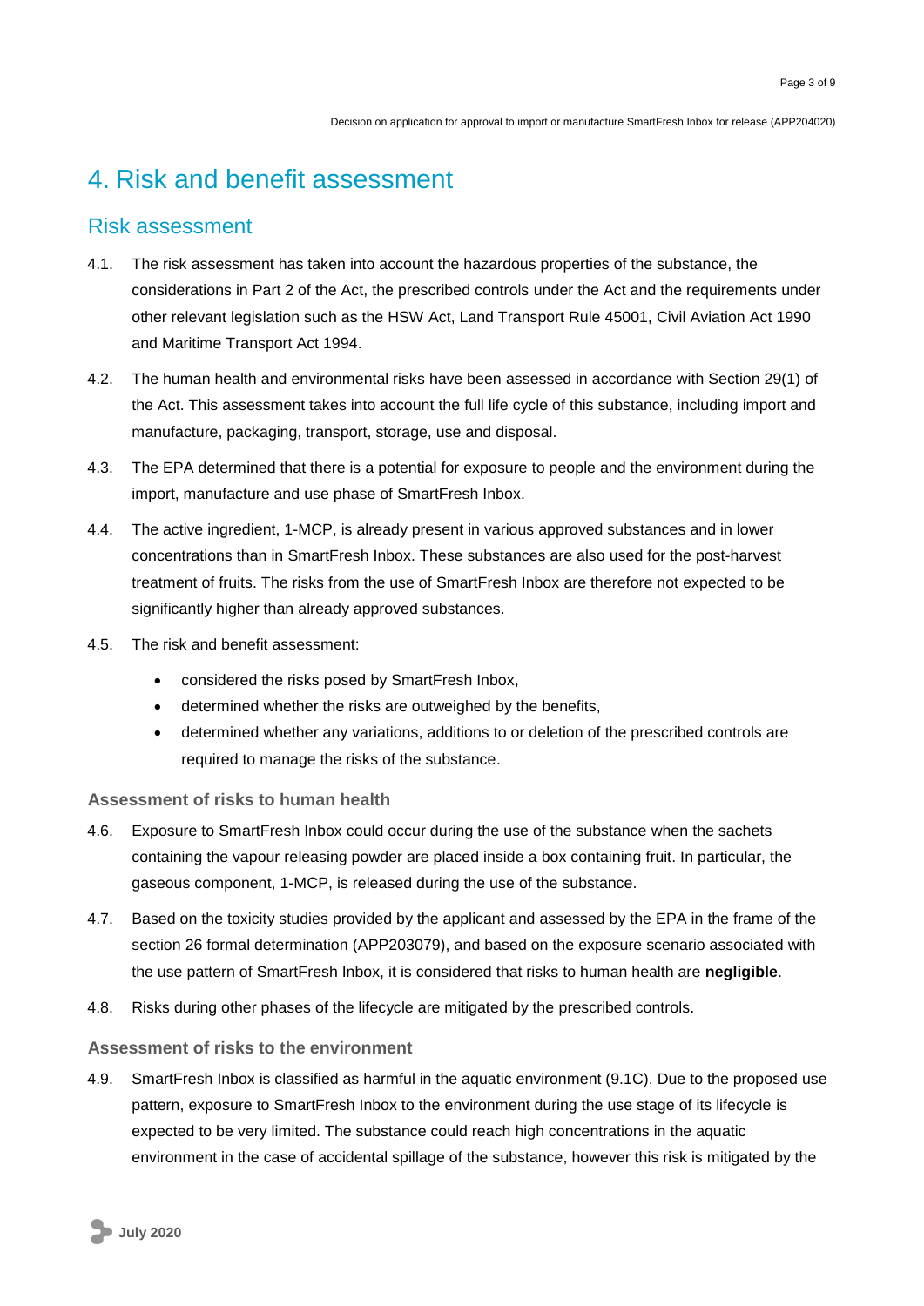# 4. Risk and benefit assessment

## Risk assessment

4.1. The risk assessment has taken into account the hazardous properties of the substance, the considerations in Part 2 of the Act, the prescribed controls under the Act and the requirements under other relevant legislation such as the HSW Act, Land Transport Rule 45001, Civil Aviation Act 1990 and Maritime Transport Act 1994.

4.2. The human health and environmental risks have been assessed in accordance with Section 29(1) of the Act. This assessment takes into account the full life cycle of this substance, including import and manufacture, packaging, transport, storage, use and disposal.

4.3. The EPA determined that there is a potential for exposure to people and the environment during the import, manufacture and use phase of SmartFresh Inbox.

4.4. The active ingredient, 1-MCP, is already present in various approved substances and in lower concentrations than in SmartFresh Inbox. These substances are also used for the post-harvest treatment of fruits. The risks from the use of SmartFresh Inbox are therefore not expected to be significantly higher than already approved substances.

4.5. The risk and benefit assessment:

- considered the risks posed by SmartFresh Inbox,
- determined whether the risks are outweighed by the benefits,
- determined whether any variations, additions to or deletion of the prescribed controls are required to manage the risks of the substance.

### Assessment of risks to human health

4.6. Exposure to SmartFresh Inbox could occur during the use of the substance when the sachets containing the vapour releasing powder are placed inside a box containing fruit. In particular, the gaseous component, 1-MCP, is released during the use of the substance.

4.7. Based on the toxicity studies provided by the applicant and assessed by the EPA in the frame of the section 26 formal determination (APP203079), and based on the exposure scenario associated with the use pattern of SmartFresh Inbox, it is considered that risks to human health are **negligible**.

4.8. Risks during other phases of the lifecycle are mitigated by the prescribed controls.

### Assessment of risks to the environment

4.9. SmartFresh Inbox is classified as harmful in the aquatic environment (9.1C). Due to the proposed use pattern, exposure to SmartFresh Inbox to the environment during the use stage of its lifecycle is expected to be very limited. The substance could reach high concentrations in the aquatic environment in the case of accidental spillage of the substance, however this risk is mitigated by the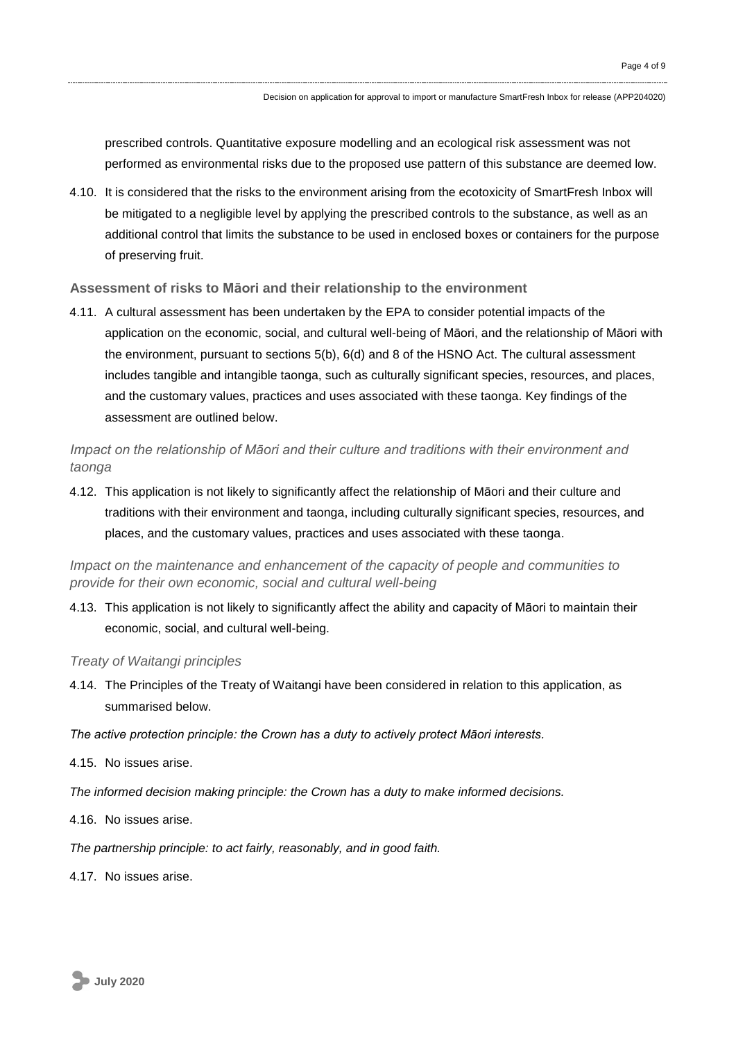prescribed controls. Quantitative exposure modelling and an ecological risk assessment was not performed as environmental risks due to the proposed use pattern of this substance are deemed low.

4.10. It is considered that the risks to the environment arising from the ecotoxicity of SmartFresh Inbox will be mitigated to a negligible level by applying the prescribed controls to the substance, as well as an additional control that limits the substance to be used in enclosed boxes or containers for the purpose of preserving fruit.

### Assessment of risks to Māori and their relationship to the environment

4.11. A cultural assessment has been undertaken by the EPA to consider potential impacts of the application on the economic, social, and cultural well-being of Māori, and the relationship of Māori with the environment, pursuant to sections 5(b), 6(d) and 8 of the HSNO Act. The cultural assessment includes tangible and intangible taonga, such as culturally significant species, resources, and places, and the customary values, practices and uses associated with these taonga. Key findings of the assessment are outlined below.

#### *Impact on the relationship of Māori and their culture and traditions with their environment and taonga*

4.12. This application is not likely to significantly affect the relationship of Māori and their culture and traditions with their environment and taonga, including culturally significant species, resources, and places, and the customary values, practices and uses associated with these taonga.

#### *Impact on the maintenance and enhancement of the capacity of people and communities to provide for their own economic, social and cultural well-being*

4.13. This application is not likely to significantly affect the ability and capacity of Māori to maintain their economic, social, and cultural well-being.

#### *Treaty of Waitangi principles*

4.14. The Principles of the Treaty of Waitangi have been considered in relation to this application, as summarised below.

*The active protection principle: the Crown has a duty to actively protect Māori interests.*

4.15. No issues arise.

*The informed decision making principle: the Crown has a duty to make informed decisions.*

4.16. No issues arise.

*The partnership principle: to act fairly, reasonably, and in good faith.*

4.17. No issues arise.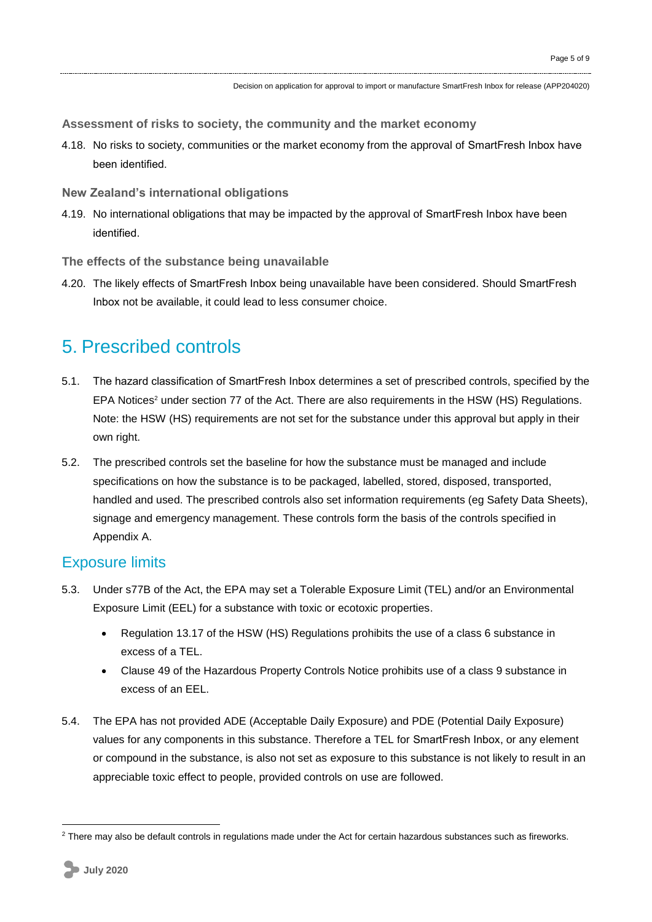### Assessment of risks to society, the community and the market economy

4.18. No risks to society, communities or the market economy from the approval of SmartFresh Inbox have been identified.

### New Zealand's international obligations

4.19. No international obligations that may be impacted by the approval of SmartFresh Inbox have been identified.

### The effects of the substance being unavailable

4.20. The likely effects of SmartFresh Inbox being unavailable have been considered. Should SmartFresh Inbox not be available, it could lead to less consumer choice.

# 5. Prescribed controls

5.1. The hazard classification of SmartFresh Inbox determines a set of prescribed controls, specified by the EPA Notices[2] under section 77 of the Act. There are also requirements in the HSW (HS) Regulations. Note: the HSW (HS) requirements are not set for the substance under this approval but apply in their own right.

5.2. The prescribed controls set the baseline for how the substance must be managed and include specifications on how the substance is to be packaged, labelled, stored, disposed, transported, handled and used. The prescribed controls also set information requirements (eg Safety Data Sheets), signage and emergency management. These controls form the basis of the controls specified in Appendix A.

## Exposure limits

5.3. Under s77B of the Act, the EPA may set a Tolerable Exposure Limit (TEL) and/or an Environmental Exposure Limit (EEL) for a substance with toxic or ecotoxic properties.

- Regulation 13.17 of the HSW (HS) Regulations prohibits the use of a class 6 substance in excess of a TEL.
- Clause 49 of the Hazardous Property Controls Notice prohibits use of a class 9 substance in excess of an EEL.

5.4. The EPA has not provided ADE (Acceptable Daily Exposure) and PDE (Potential Daily Exposure) values for any components in this substance. Therefore a TEL for SmartFresh Inbox, or any element or compound in the substance, is also not set as exposure to this substance is not likely to result in an appreciable toxic effect to people, provided controls on use are followed.

[2] There may also be default controls in regulations made under the Act for certain hazardous substances such as fireworks.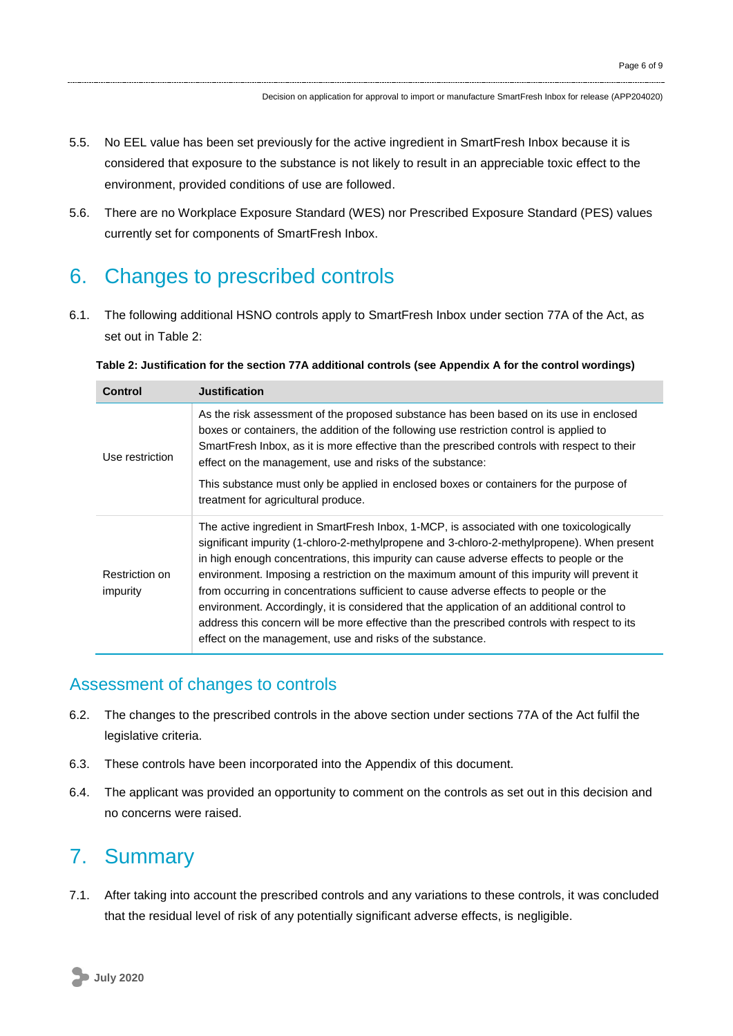5.5. No EEL value has been set previously for the active ingredient in SmartFresh Inbox because it is considered that exposure to the substance is not likely to result in an appreciable toxic effect to the environment, provided conditions of use are followed.

5.6. There are no Workplace Exposure Standard (WES) nor Prescribed Exposure Standard (PES) values currently set for components of SmartFresh Inbox.

# 6. Changes to prescribed controls

6.1. The following additional HSNO controls apply to SmartFresh Inbox under section 77A of the Act, as set out in Table 2:

**Table 2: Justification for the section 77A additional controls (see Appendix A for the control wordings)**

| Control | Justification |
|---|---|
| Use restriction | As the risk assessment of the proposed substance has been based on its use in enclosed boxes or containers, the addition of the following use restriction control is applied to SmartFresh Inbox, as it is more effective than the prescribed controls with respect to their effect on the management, use and risks of the substance:<br><br>This substance must only be applied in enclosed boxes or containers for the purpose of treatment for agricultural produce. |
| Restriction on impurity | The active ingredient in SmartFresh Inbox, 1-MCP, is associated with one toxicologically significant impurity (1-chloro-2-methylpropene and 3-chloro-2-methylpropene). When present in high enough concentrations, this impurity can cause adverse effects to people or the environment. Imposing a restriction on the maximum amount of this impurity will prevent it from occurring in concentrations sufficient to cause adverse effects to people or the environment. Accordingly, it is considered that the application of an additional control to address this concern will be more effective than the prescribed controls with respect to its effect on the management, use and risks of the substance. |

## Assessment of changes to controls

6.2. The changes to the prescribed controls in the above section under sections 77A of the Act fulfil the legislative criteria.

6.3. These controls have been incorporated into the Appendix of this document.

6.4. The applicant was provided an opportunity to comment on the controls as set out in this decision and no concerns were raised.

# 7. Summary

7.1. After taking into account the prescribed controls and any variations to these controls, it was concluded that the residual level of risk of any potentially significant adverse effects, is negligible.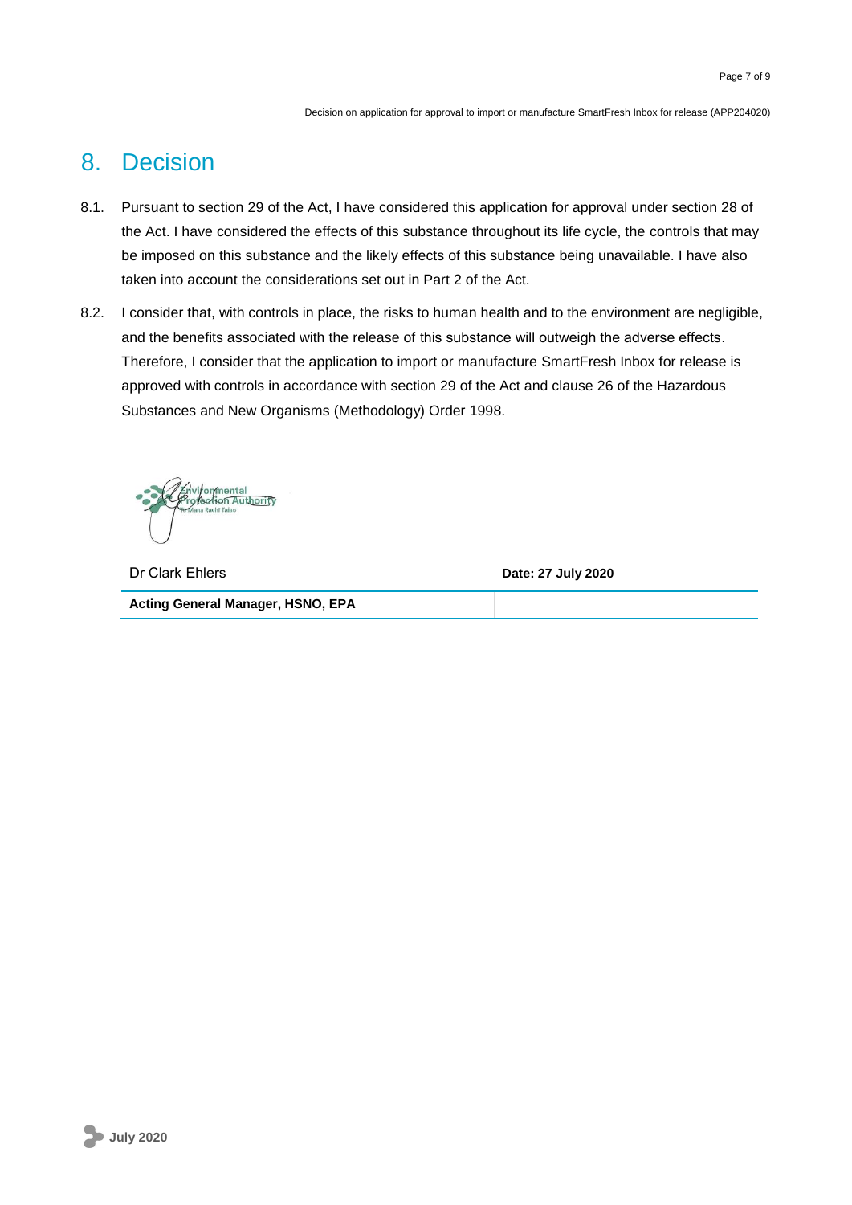## 8. Decision

8.1. Pursuant to section 29 of the Act, I have considered this application for approval under section 28 of the Act. I have considered the effects of this substance throughout its life cycle, the controls that may be imposed on this substance and the likely effects of this substance being unavailable. I have also taken into account the considerations set out in Part 2 of the Act.

8.2. I consider that, with controls in place, the risks to human health and to the environment are negligible, and the benefits associated with the release of this substance will outweigh the adverse effects. Therefore, I consider that the application to import or manufacture SmartFresh Inbox for release is approved with controls in accordance with section 29 of the Act and clause 26 of the Hazardous Substances and New Organisms (Methodology) Order 1998.

| Dr Clark Ehlers | **Date: 27 July 2020** |
|---|---|
| **Acting General Manager, HSNO, EPA** | |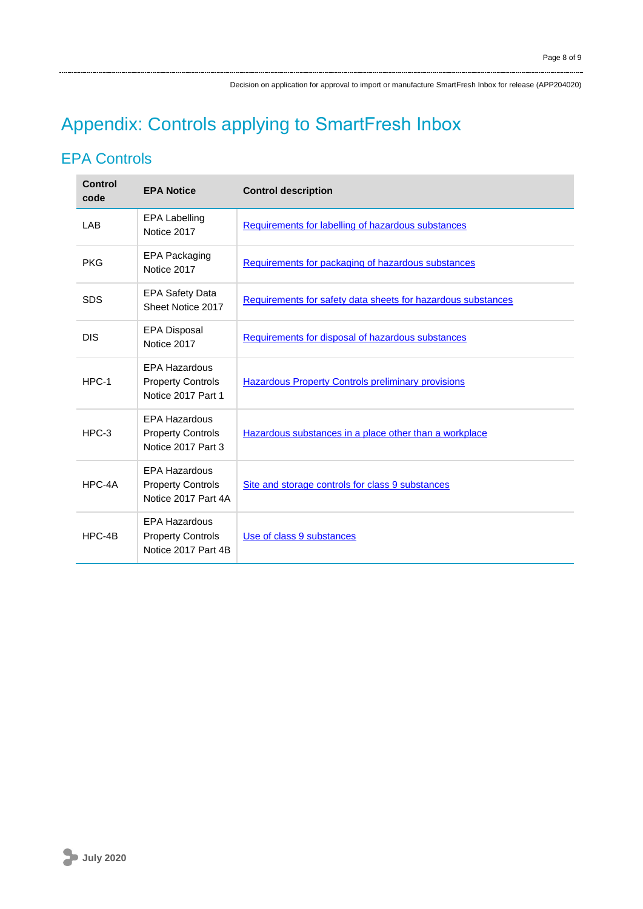# Appendix: Controls applying to SmartFresh Inbox

## EPA Controls

| Control code | EPA Notice | Control description |
|---|---|---|
| LAB | EPA Labelling Notice 2017 | Requirements for labelling of hazardous substances |
| PKG | EPA Packaging Notice 2017 | Requirements for packaging of hazardous substances |
| SDS | EPA Safety Data Sheet Notice 2017 | Requirements for safety data sheets for hazardous substances |
| DIS | EPA Disposal Notice 2017 | Requirements for disposal of hazardous substances |
| HPC-1 | EPA Hazardous Property Controls Notice 2017 Part 1 | Hazardous Property Controls preliminary provisions |
| HPC-3 | EPA Hazardous Property Controls Notice 2017 Part 3 | Hazardous substances in a place other than a workplace |
| HPC-4A | EPA Hazardous Property Controls Notice 2017 Part 4A | Site and storage controls for class 9 substances |
| HPC-4B | EPA Hazardous Property Controls Notice 2017 Part 4B | Use of class 9 substances |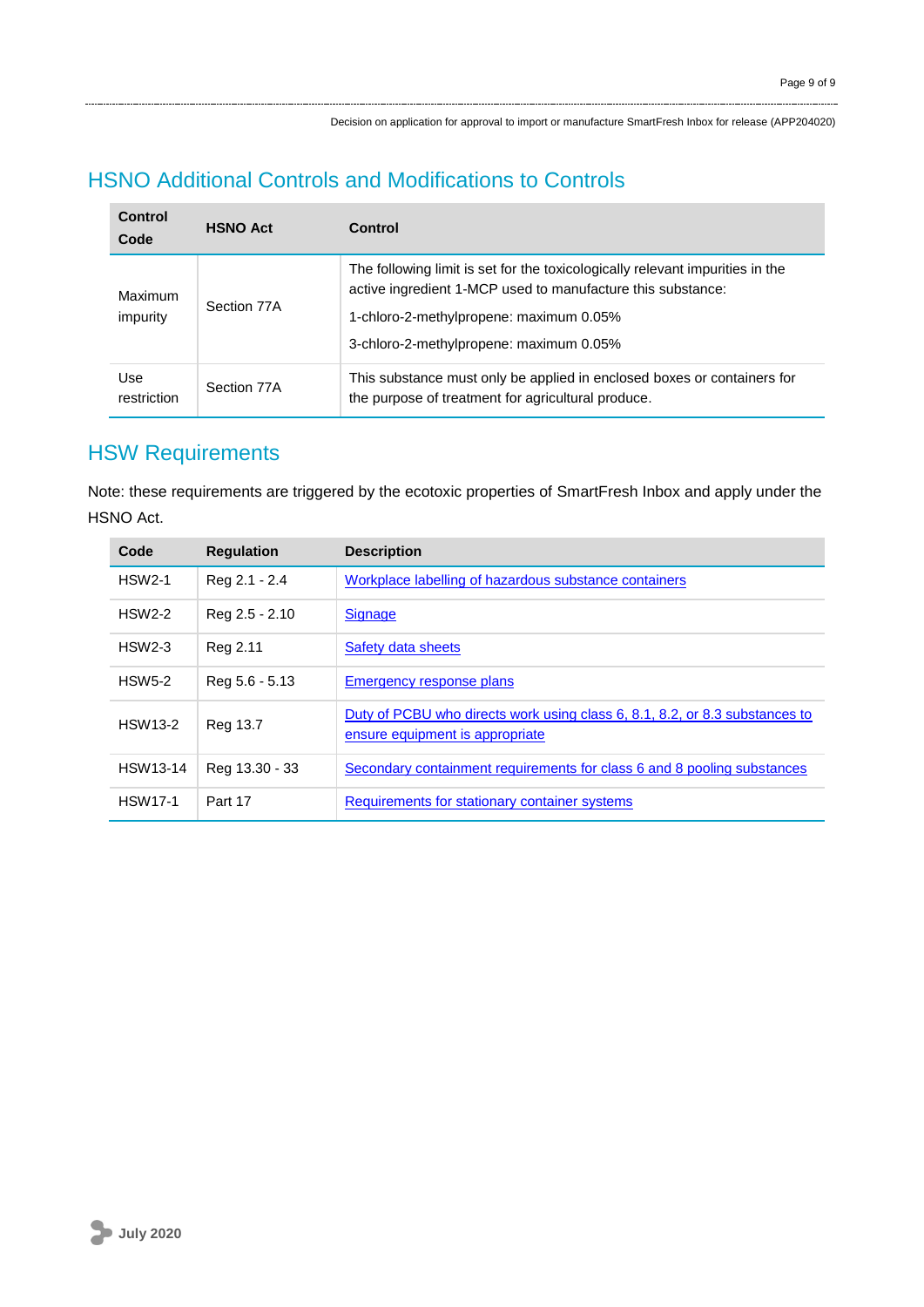## HSNO Additional Controls and Modifications to Controls

| Control Code | HSNO Act | Control |
|---|---|---|
| Maximum impurity | Section 77A | The following limit is set for the toxicologically relevant impurities in the active ingredient 1-MCP used to manufacture this substance:<br>1-chloro-2-methylpropene: maximum 0.05%<br>3-chloro-2-methylpropene: maximum 0.05% |
| Use restriction | Section 77A | This substance must only be applied in enclosed boxes or containers for the purpose of treatment for agricultural produce. |

## HSW Requirements

Note: these requirements are triggered by the ecotoxic properties of SmartFresh Inbox and apply under the HSNO Act.

| Code | Regulation | Description |
|---|---|---|
| HSW2-1 | Reg 2.1 - 2.4 | Workplace labelling of hazardous substance containers |
| HSW2-2 | Reg 2.5 - 2.10 | Signage |
| HSW2-3 | Reg 2.11 | Safety data sheets |
| HSW5-2 | Reg 5.6 - 5.13 | Emergency response plans |
| HSW13-2 | Reg 13.7 | Duty of PCBU who directs work using class 6, 8.1, 8.2, or 8.3 substances to ensure equipment is appropriate |
| HSW13-14 | Reg 13.30 - 33 | Secondary containment requirements for class 6 and 8 pooling substances |
| HSW17-1 | Part 17 | Requirements for stationary container systems |